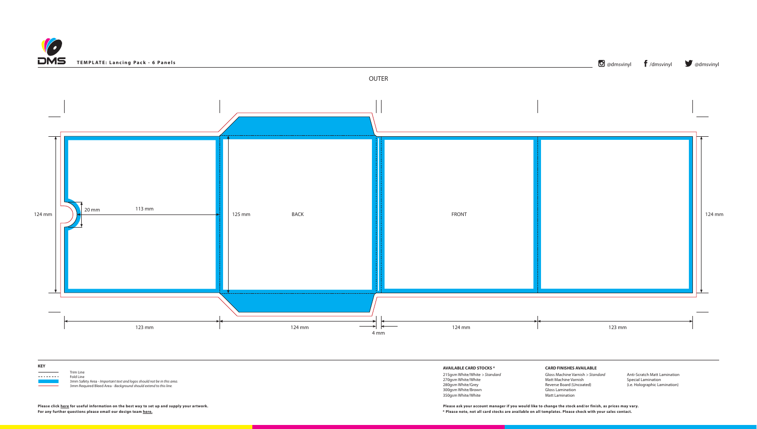**DMS**

**TEMPLATE: Lancing Pack - 6 Panels**

@dmsvinyl /dmsvinyl @dmsvinyl

OUTER

BACK

FRONT

124 mm

20 mm

113 mm

125 mm

124 mm

123 mm

124 mm

4 mm

124 mm

123 mm

**KEY**

- Trim Line
- Fold Line
- 3mm Safety Area - *Important text and logos should not be in this area.*
- 3mm Required Bleed Area - *Background should extend to this line.*

**AVAILABLE CARD STOCKS ***

215gsm White/White > *Standard*
270gsm White/White
280gsm White/Grey
300gsm White/Brown
350gsm White/White

**CARD FINISHES AVAILABLE**

Gloss Machine Varnish > *Standard*
Matt Machine Varnish
Reverse Board (Uncoated)
Gloss Lamination
Matt Lamination
Anti-Scratch Matt Lamination
Special Lamination
(i.e. Holographic Lamination)

**Please click here for useful information on the best way to set up and supply your artwork.**
**For any further questions please email our design team here.**

**Please ask your account manager if you would like to change the stock and/or finish, as prices may vary.**
*** Please note, not all card stocks are available on all templates. Please check with your sales contact.**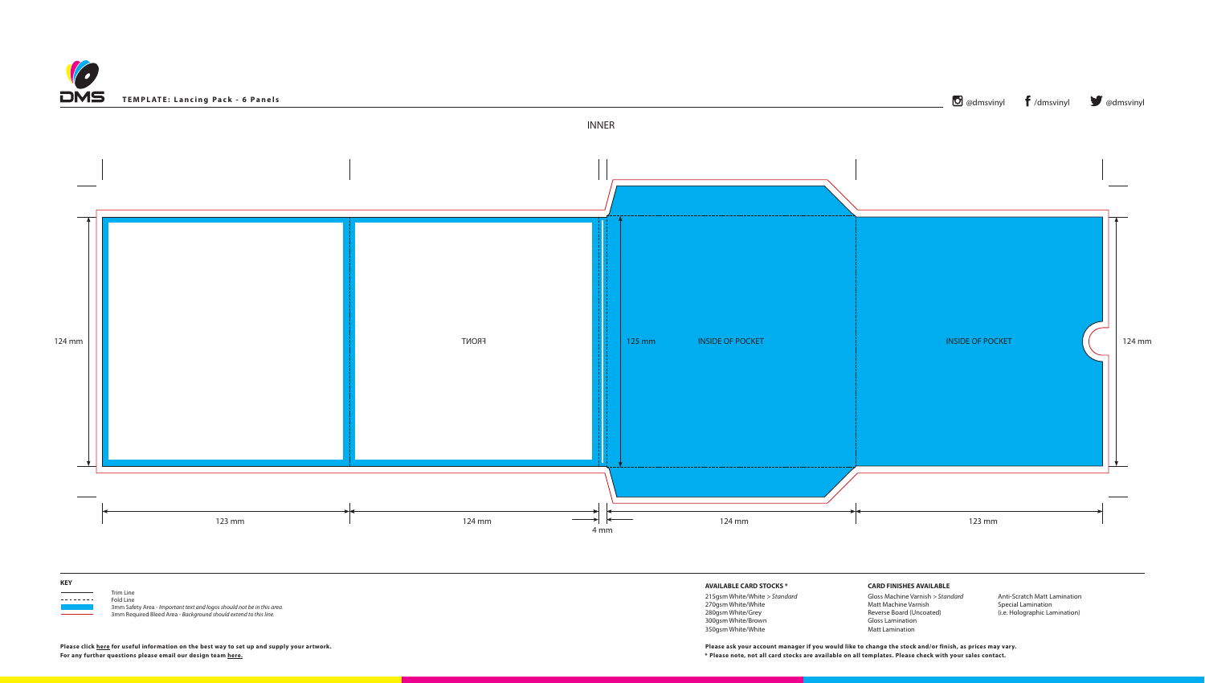**TEMPLATE: Lancing Pack - 6 Panels**

@dmsvinyl /dmsvinyl @dmsvinyl

INNER

124 mm

FRONT

125 mm

INSIDE OF POCKET

INSIDE OF POCKET

124 mm

123 mm

124 mm

4 mm

124 mm

123 mm

**KEY**

Trim Line

Fold Line

3mm Safety Area - *Important text and logos should not be in this area.*

3mm Required Bleed Area - *Background should extend to this line.*

**Please click here for useful information on the best way to set up and supply your artwork.**
**For any further questions please email our design team here.**

**AVAILABLE CARD STOCKS ***

215gsm White/White > *Standard*
270gsm White/White
280gsm White/Grey
300gsm White/Brown
350gsm White/White

**CARD FINISHES AVAILABLE**

Gloss Machine Varnish > *Standard*
Matt Machine Varnish
Reverse Board (Uncoated)
Gloss Lamination
Matt Lamination

Anti-Scratch Matt Lamination
Special Lamination
(i.e. Holographic Lamination)

**Please ask your account manager if you would like to change the stock and/or finish, as prices may vary.**
*** Please note, not all card stocks are available on all templates. Please check with your sales contact.**